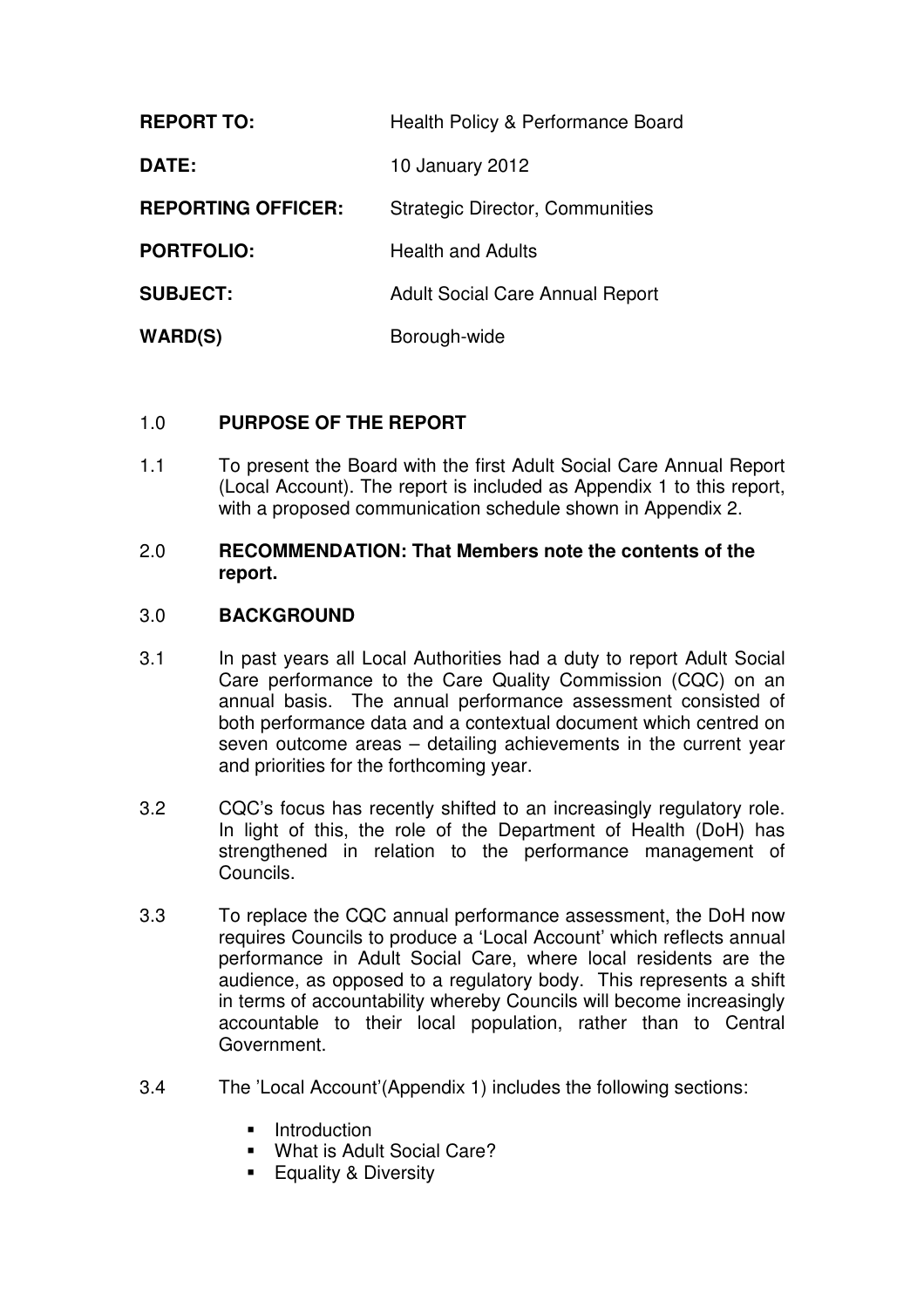| | |
|---|---|
| **REPORT TO:** | Health Policy & Performance Board |
| **DATE:** | 10 January 2012 |
| **REPORTING OFFICER:** | Strategic Director, Communities |
| **PORTFOLIO:** | Health and Adults |
| **SUBJECT:** | Adult Social Care Annual Report |
| **WARD(S)** | Borough-wide |

## 1.0 PURPOSE OF THE REPORT

1.1 To present the Board with the first Adult Social Care Annual Report (Local Account). The report is included as Appendix 1 to this report, with a proposed communication schedule shown in Appendix 2.

## 2.0 RECOMMENDATION: That Members note the contents of the report.

## 3.0 BACKGROUND

3.1 In past years all Local Authorities had a duty to report Adult Social Care performance to the Care Quality Commission (CQC) on an annual basis. The annual performance assessment consisted of both performance data and a contextual document which centred on seven outcome areas – detailing achievements in the current year and priorities for the forthcoming year.

3.2 CQC's focus has recently shifted to an increasingly regulatory role. In light of this, the role of the Department of Health (DoH) has strengthened in relation to the performance management of Councils.

3.3 To replace the CQC annual performance assessment, the DoH now requires Councils to produce a 'Local Account' which reflects annual performance in Adult Social Care, where local residents are the audience, as opposed to a regulatory body. This represents a shift in terms of accountability whereby Councils will become increasingly accountable to their local population, rather than to Central Government.

3.4 The 'Local Account'(Appendix 1) includes the following sections:

- Introduction
- What is Adult Social Care?
- Equality & Diversity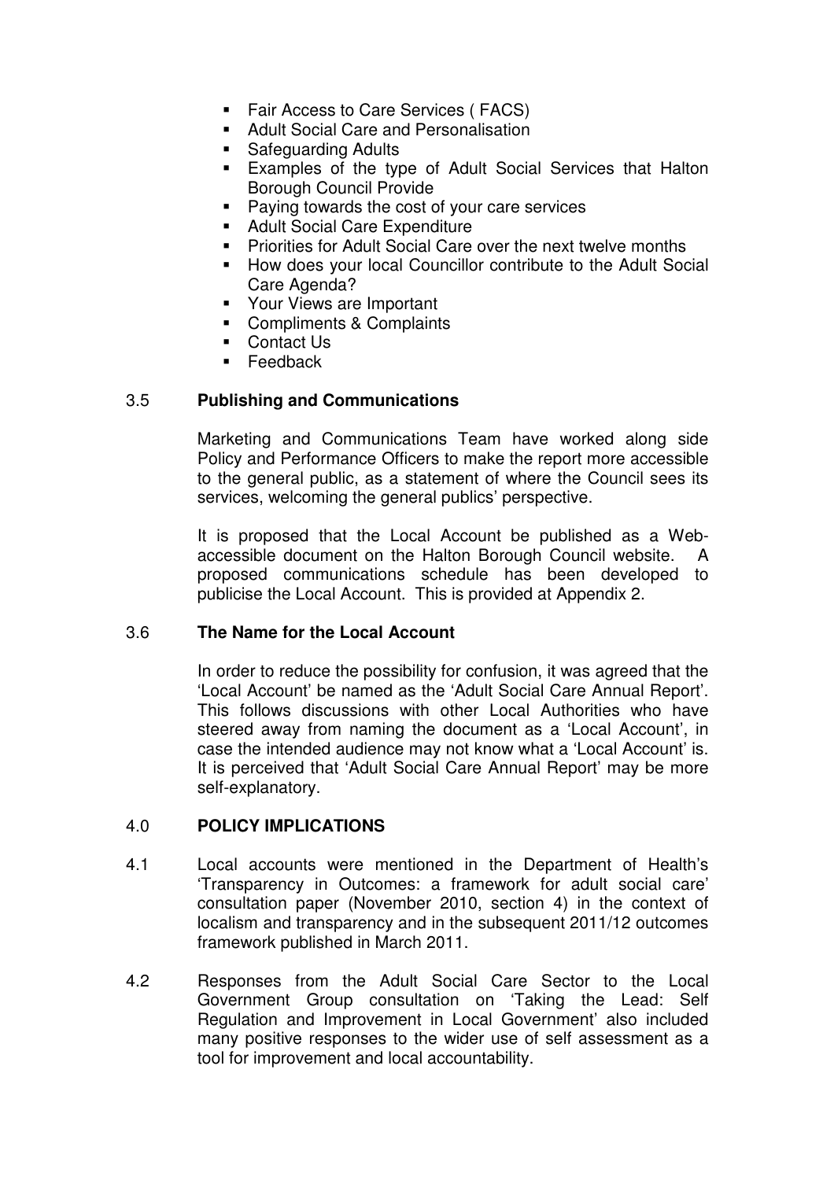- Fair Access to Care Services ( FACS)
- Adult Social Care and Personalisation
- Safeguarding Adults
- Examples of the type of Adult Social Services that Halton Borough Council Provide
- Paying towards the cost of your care services
- Adult Social Care Expenditure
- Priorities for Adult Social Care over the next twelve months
- How does your local Councillor contribute to the Adult Social Care Agenda?
- Your Views are Important
- Compliments & Complaints
- Contact Us
- Feedback

### 3.5 Publishing and Communications

Marketing and Communications Team have worked along side Policy and Performance Officers to make the report more accessible to the general public, as a statement of where the Council sees its services, welcoming the general publics' perspective.

It is proposed that the Local Account be published as a Web-accessible document on the Halton Borough Council website. A proposed communications schedule has been developed to publicise the Local Account. This is provided at Appendix 2.

### 3.6 The Name for the Local Account

In order to reduce the possibility for confusion, it was agreed that the 'Local Account' be named as the 'Adult Social Care Annual Report'. This follows discussions with other Local Authorities who have steered away from naming the document as a 'Local Account', in case the intended audience may not know what a 'Local Account' is. It is perceived that 'Adult Social Care Annual Report' may be more self-explanatory.

## 4.0 POLICY IMPLICATIONS

4.1 Local accounts were mentioned in the Department of Health's 'Transparency in Outcomes: a framework for adult social care' consultation paper (November 2010, section 4) in the context of localism and transparency and in the subsequent 2011/12 outcomes framework published in March 2011.

4.2 Responses from the Adult Social Care Sector to the Local Government Group consultation on 'Taking the Lead: Self Regulation and Improvement in Local Government' also included many positive responses to the wider use of self assessment as a tool for improvement and local accountability.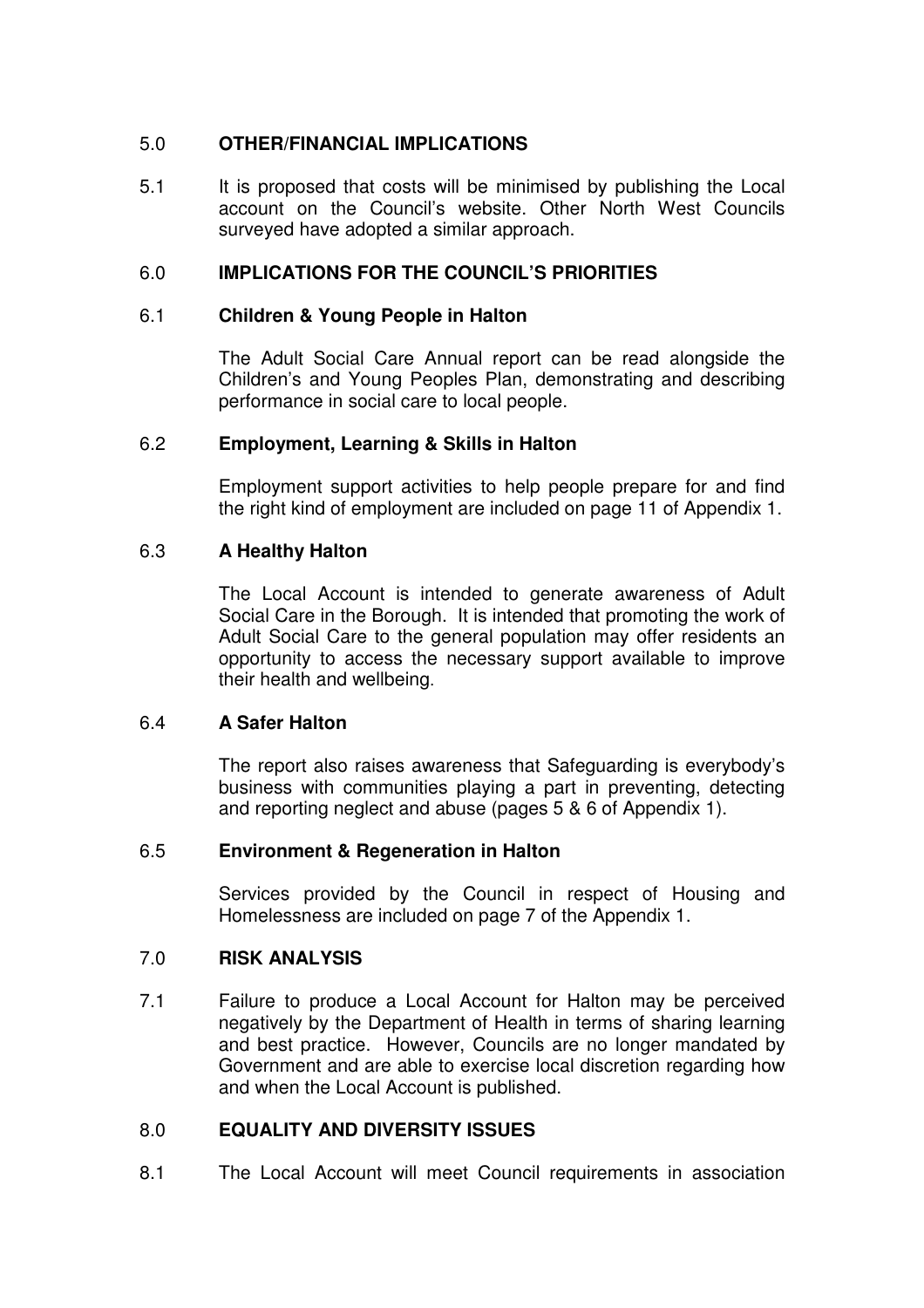## 5.0 OTHER/FINANCIAL IMPLICATIONS

5.1 It is proposed that costs will be minimised by publishing the Local account on the Council's website. Other North West Councils surveyed have adopted a similar approach.

## 6.0 IMPLICATIONS FOR THE COUNCIL'S PRIORITIES

### 6.1 Children & Young People in Halton

The Adult Social Care Annual report can be read alongside the Children's and Young Peoples Plan, demonstrating and describing performance in social care to local people.

### 6.2 Employment, Learning & Skills in Halton

Employment support activities to help people prepare for and find the right kind of employment are included on page 11 of Appendix 1.

### 6.3 A Healthy Halton

The Local Account is intended to generate awareness of Adult Social Care in the Borough. It is intended that promoting the work of Adult Social Care to the general population may offer residents an opportunity to access the necessary support available to improve their health and wellbeing.

### 6.4 A Safer Halton

The report also raises awareness that Safeguarding is everybody's business with communities playing a part in preventing, detecting and reporting neglect and abuse (pages 5 & 6 of Appendix 1).

### 6.5 Environment & Regeneration in Halton

Services provided by the Council in respect of Housing and Homelessness are included on page 7 of the Appendix 1.

## 7.0 RISK ANALYSIS

7.1 Failure to produce a Local Account for Halton may be perceived negatively by the Department of Health in terms of sharing learning and best practice. However, Councils are no longer mandated by Government and are able to exercise local discretion regarding how and when the Local Account is published.

## 8.0 EQUALITY AND DIVERSITY ISSUES

8.1 The Local Account will meet Council requirements in association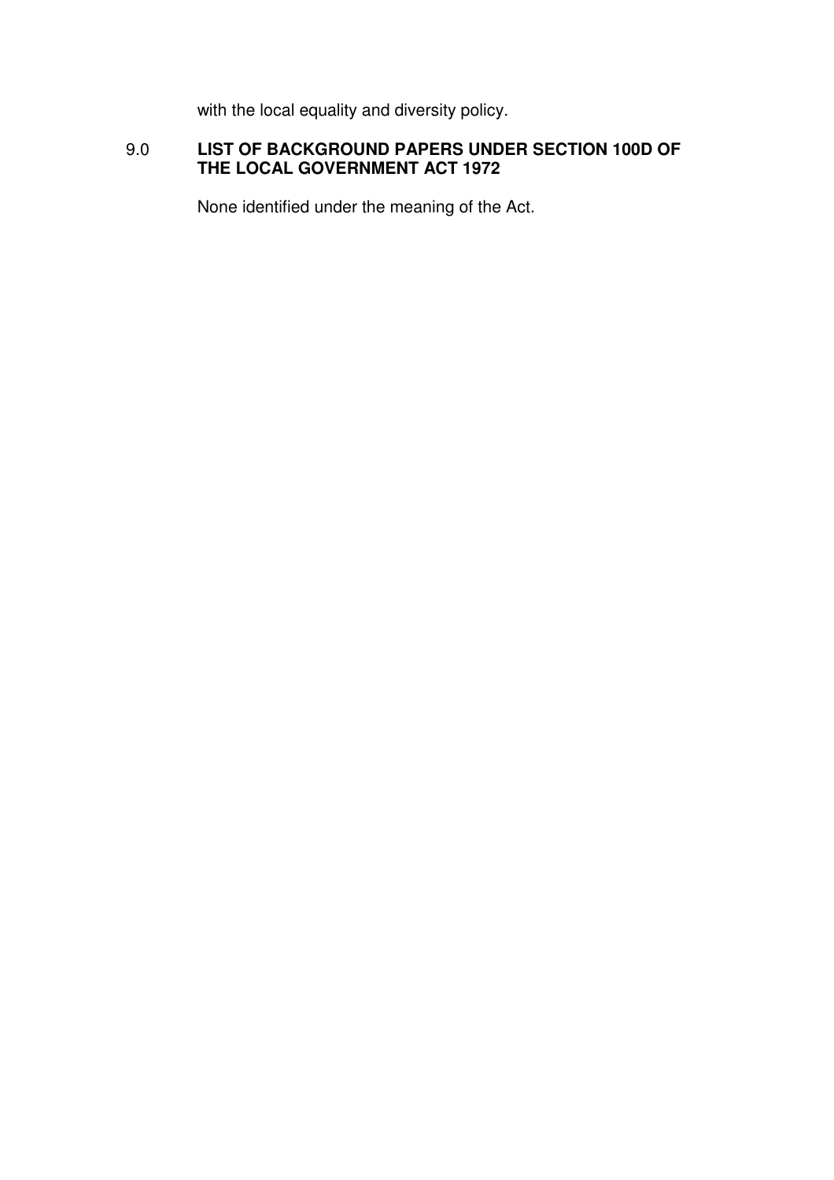with the local equality and diversity policy.

## 9.0 LIST OF BACKGROUND PAPERS UNDER SECTION 100D OF THE LOCAL GOVERNMENT ACT 1972

None identified under the meaning of the Act.